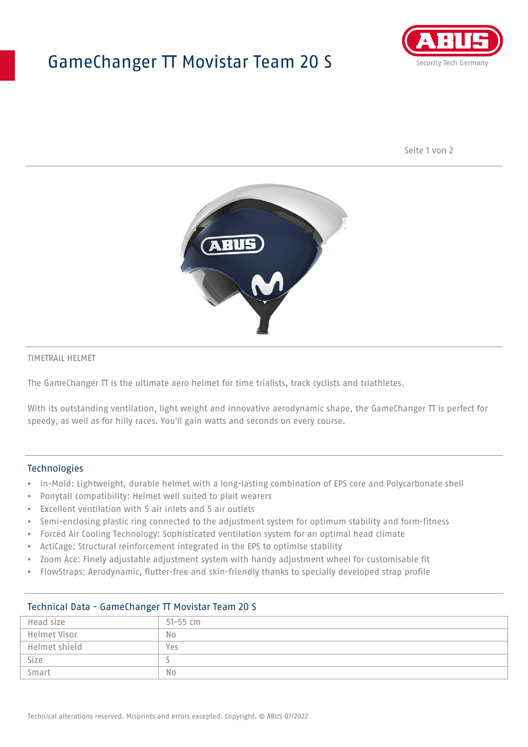# GameChanger TT Movistar Team 20 S

TIMETRAIL HELMET

The GameChanger TT is the ultimate aero helmet for time trialists, track cyclists and triathletes.

With its outstanding ventilation, light weight and innovative aerodynamic shape, the GameChanger TT is perfect for speedy, as well as for hilly races. You'll gain watts and seconds on every course.

## Technologies

- In-Mold: Lightweight, durable helmet with a long-lasting combination of EPS core and Polycarbonate shell
- Ponytail compatibility: Helmet well suited to plait wearers
- Excellent ventilation with 5 air inlets and 5 air outlets
- Semi-enclosing plastic ring connected to the adjustment system for optimum stability and form-fitness
- Forced Air Cooling Technology: Sophisticated ventilation system for an optimal head climate
- ActiCage: Structural reinforcement integrated in the EPS to optimise stability
- Zoom Ace: Finely adjustable adjustment system with handy adjustment wheel for customisable fit
- FlowStraps: Aerodynamic, flutter-free and skin-friendly thanks to specially developed strap profile

## Technical Data - GameChanger TT Movistar Team 20 S

| | |
|---|---|
| Head size | 51-55 cm |
| Helmet Visor | No |
| Helmet shield | Yes |
| Size | S |
| Smart | No |

Technical alterations reserved. Misprints and errors excepted. Copyright. © ABUS 07/2022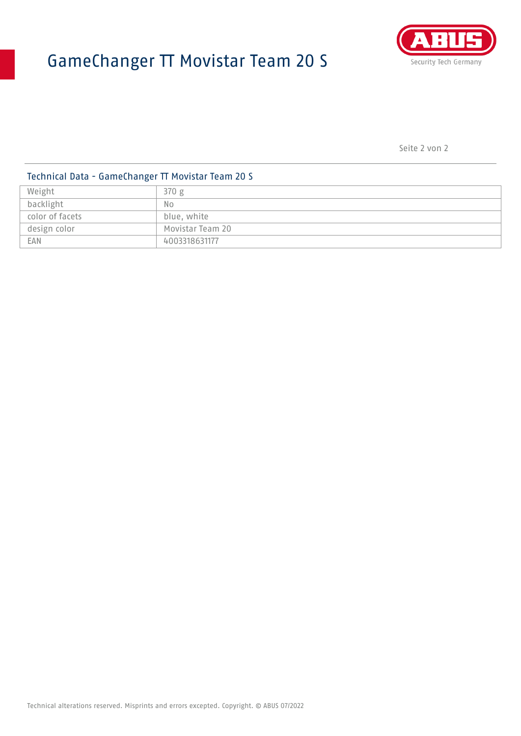## Technical Data - GameChanger TT Movistar Team 20 S

| | |
|---|---|
| Weight | 370 g |
| backlight | No |
| color of facets | blue, white |
| design color | Movistar Team 20 |
| EAN | 4003318631177 |

Technical alterations reserved. Misprints and errors excepted. Copyright. © ABUS 07/2022